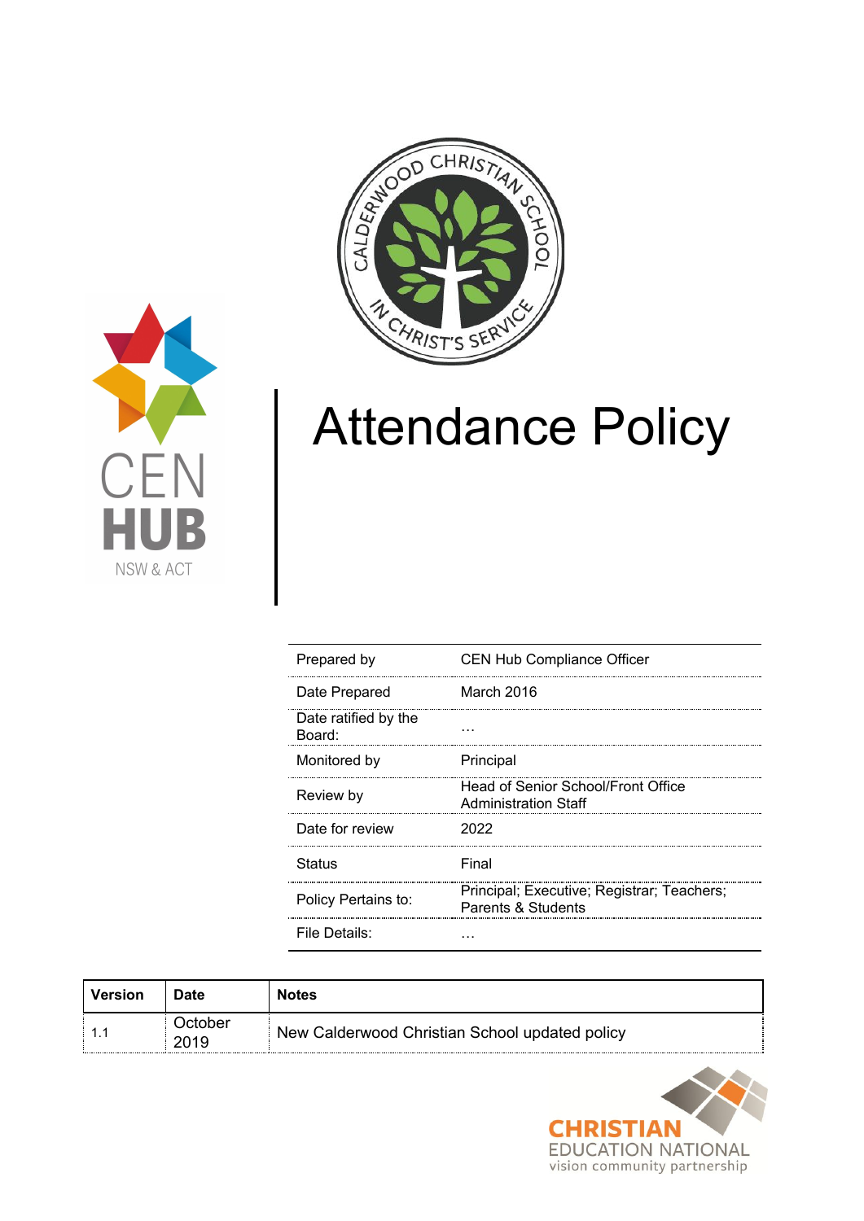# Attendance Policy

| | |
|---|---|
| Prepared by | CEN Hub Compliance Officer |
| Date Prepared | March 2016 |
| Date ratified by the Board: | … |
| Monitored by | Principal |
| Review by | Head of Senior School/Front Office Administration Staff |
| Date for review | 2022 |
| Status | Final |
| Policy Pertains to: | Principal; Executive; Registrar; Teachers; Parents & Students |
| File Details: | … |

| Version | Date | Notes |
|---|---|---|
| 1.1 | October 2019 | New Calderwood Christian School updated policy |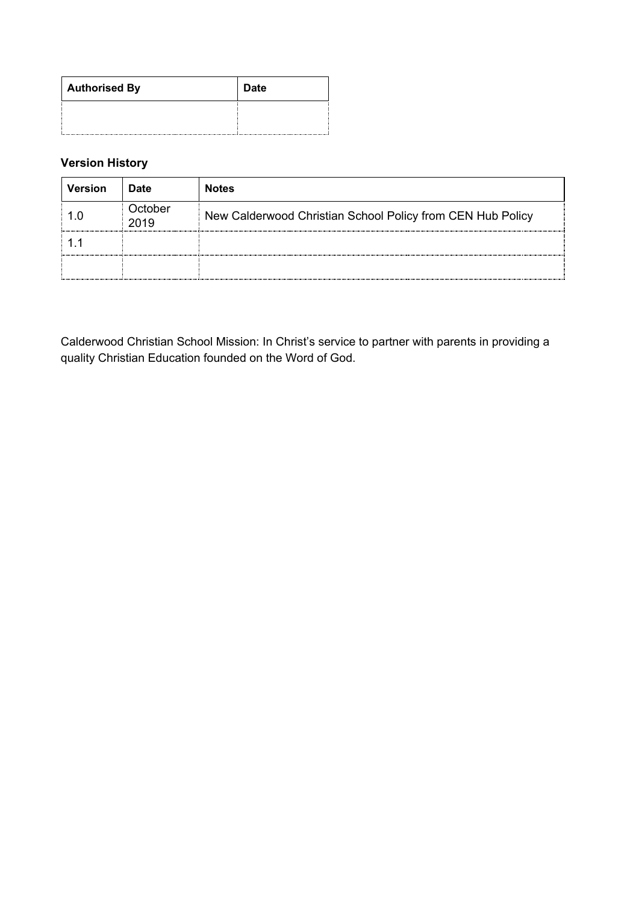| Authorised By | Date |
| --- | --- |
| | |

**Version History**

| Version | Date | Notes |
| --- | --- | --- |
| 1.0 | October 2019 | New Calderwood Christian School Policy from CEN Hub Policy |
| 1.1 | | |
| | | |

Calderwood Christian School Mission: In Christ's service to partner with parents in providing a quality Christian Education founded on the Word of God.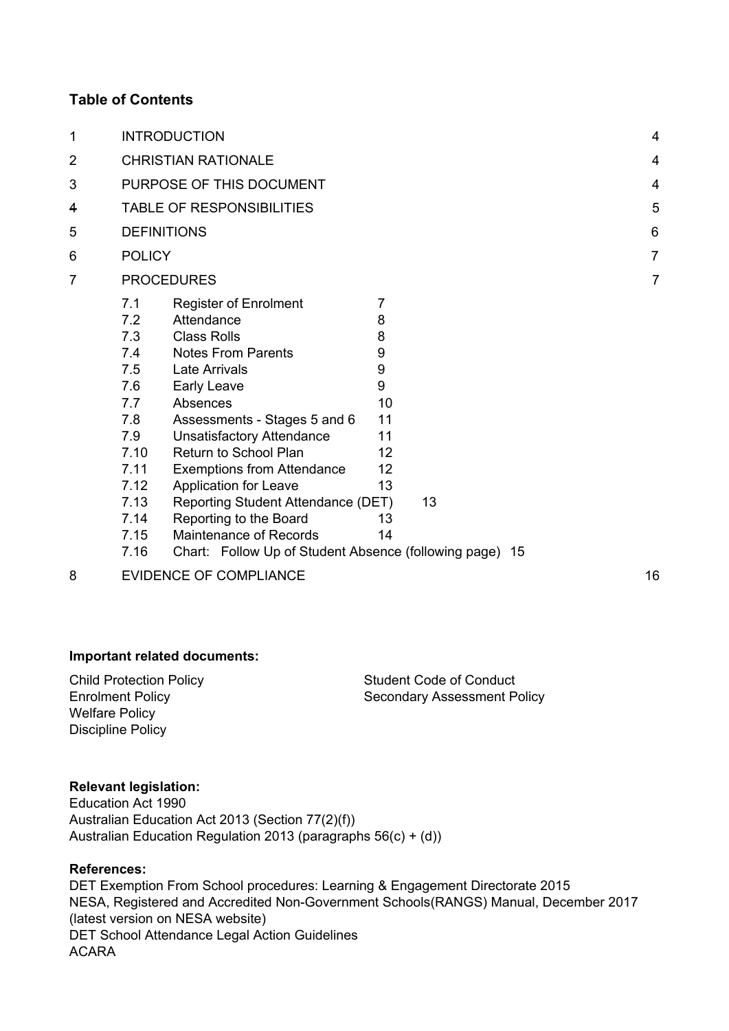## Table of Contents

| | | |
|---|---|---|
| 1 | INTRODUCTION | 4 |
| 2 | CHRISTIAN RATIONALE | 4 |
| 3 | PURPOSE OF THIS DOCUMENT | 4 |
| 4 | TABLE OF RESPONSIBILITIES | 5 |
| 5 | DEFINITIONS | 6 |
| 6 | POLICY | 7 |
| 7 | PROCEDURES | 7 |

| | | |
|---|---|---|
| 7.1 | Register of Enrolment | 7 |
| 7.2 | Attendance | 8 |
| 7.3 | Class Rolls | 8 |
| 7.4 | Notes From Parents | 9 |
| 7.5 | Late Arrivals | 9 |
| 7.6 | Early Leave | 9 |
| 7.7 | Absences | 10 |
| 7.8 | Assessments - Stages 5 and 6 | 11 |
| 7.9 | Unsatisfactory Attendance | 11 |
| 7.10 | Return to School Plan | 12 |
| 7.11 | Exemptions from Attendance | 12 |
| 7.12 | Application for Leave | 13 |
| 7.13 | Reporting Student Attendance (DET) | 13 |
| 7.14 | Reporting to the Board | 13 |
| 7.15 | Maintenance of Records | 14 |
| 7.16 | Chart: Follow Up of Student Absence (following page) | 15 |

| | | |
|---|---|---|
| 8 | EVIDENCE OF COMPLIANCE | 16 |

**Important related documents:**

Child Protection Policy
Enrolment Policy
Welfare Policy
Discipline Policy
Student Code of Conduct
Secondary Assessment Policy

**Relevant legislation:**
Education Act 1990
Australian Education Act 2013 (Section 77(2)(f))
Australian Education Regulation 2013 (paragraphs 56(c) + (d))

**References:**
DET Exemption From School procedures: Learning & Engagement Directorate 2015
NESA, Registered and Accredited Non-Government Schools(RANGS) Manual, December 2017 (latest version on NESA website)
DET School Attendance Legal Action Guidelines
ACARA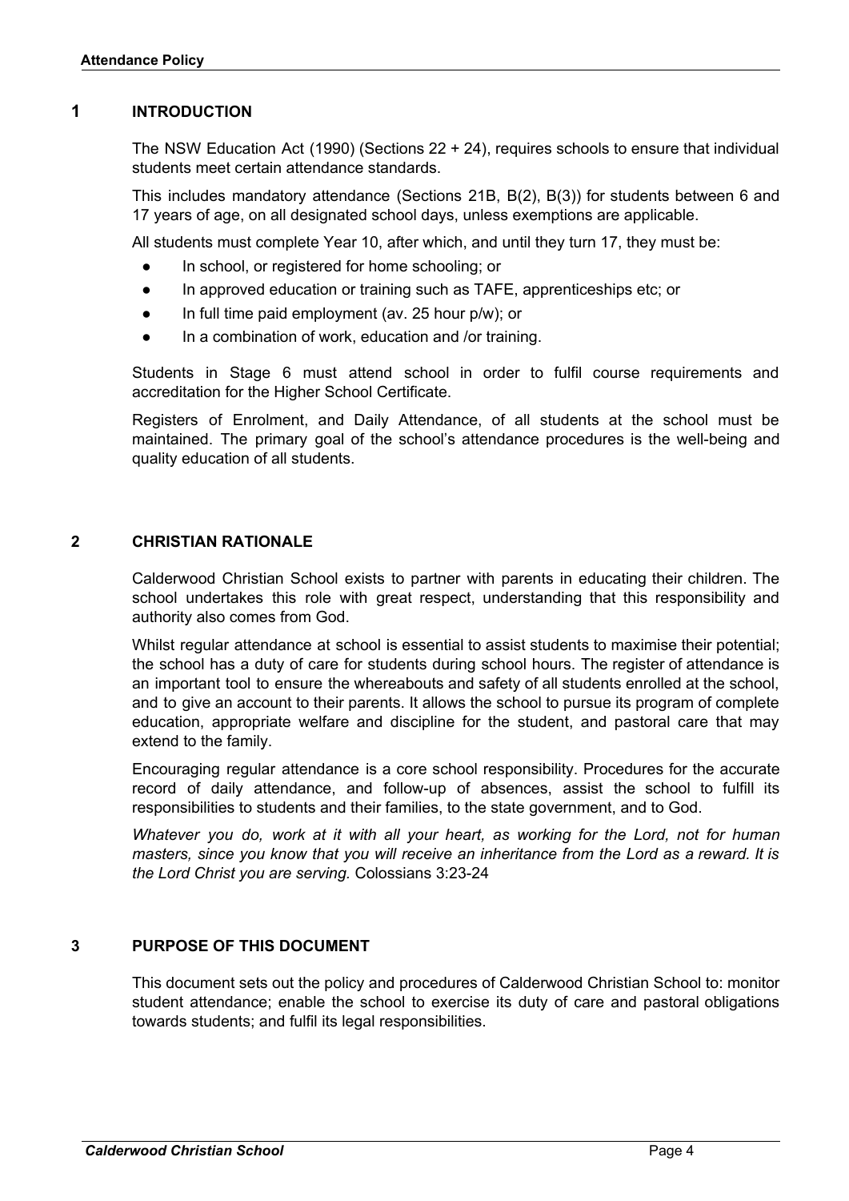## 1 INTRODUCTION

The NSW Education Act (1990) (Sections 22 + 24), requires schools to ensure that individual students meet certain attendance standards.

This includes mandatory attendance (Sections 21B, B(2), B(3)) for students between 6 and 17 years of age, on all designated school days, unless exemptions are applicable.

All students must complete Year 10, after which, and until they turn 17, they must be:

- In school, or registered for home schooling; or
- In approved education or training such as TAFE, apprenticeships etc; or
- In full time paid employment (av. 25 hour p/w); or
- In a combination of work, education and /or training.

Students in Stage 6 must attend school in order to fulfil course requirements and accreditation for the Higher School Certificate.

Registers of Enrolment, and Daily Attendance, of all students at the school must be maintained. The primary goal of the school's attendance procedures is the well-being and quality education of all students.

## 2 CHRISTIAN RATIONALE

Calderwood Christian School exists to partner with parents in educating their children. The school undertakes this role with great respect, understanding that this responsibility and authority also comes from God.

Whilst regular attendance at school is essential to assist students to maximise their potential; the school has a duty of care for students during school hours. The register of attendance is an important tool to ensure the whereabouts and safety of all students enrolled at the school, and to give an account to their parents. It allows the school to pursue its program of complete education, appropriate welfare and discipline for the student, and pastoral care that may extend to the family.

Encouraging regular attendance is a core school responsibility. Procedures for the accurate record of daily attendance, and follow-up of absences, assist the school to fulfill its responsibilities to students and their families, to the state government, and to God.

*Whatever you do, work at it with all your heart, as working for the Lord, not for human masters, since you know that you will receive an inheritance from the Lord as a reward. It is the Lord Christ you are serving.* Colossians 3:23-24

## 3 PURPOSE OF THIS DOCUMENT

This document sets out the policy and procedures of Calderwood Christian School to: monitor student attendance; enable the school to exercise its duty of care and pastoral obligations towards students; and fulfil its legal responsibilities.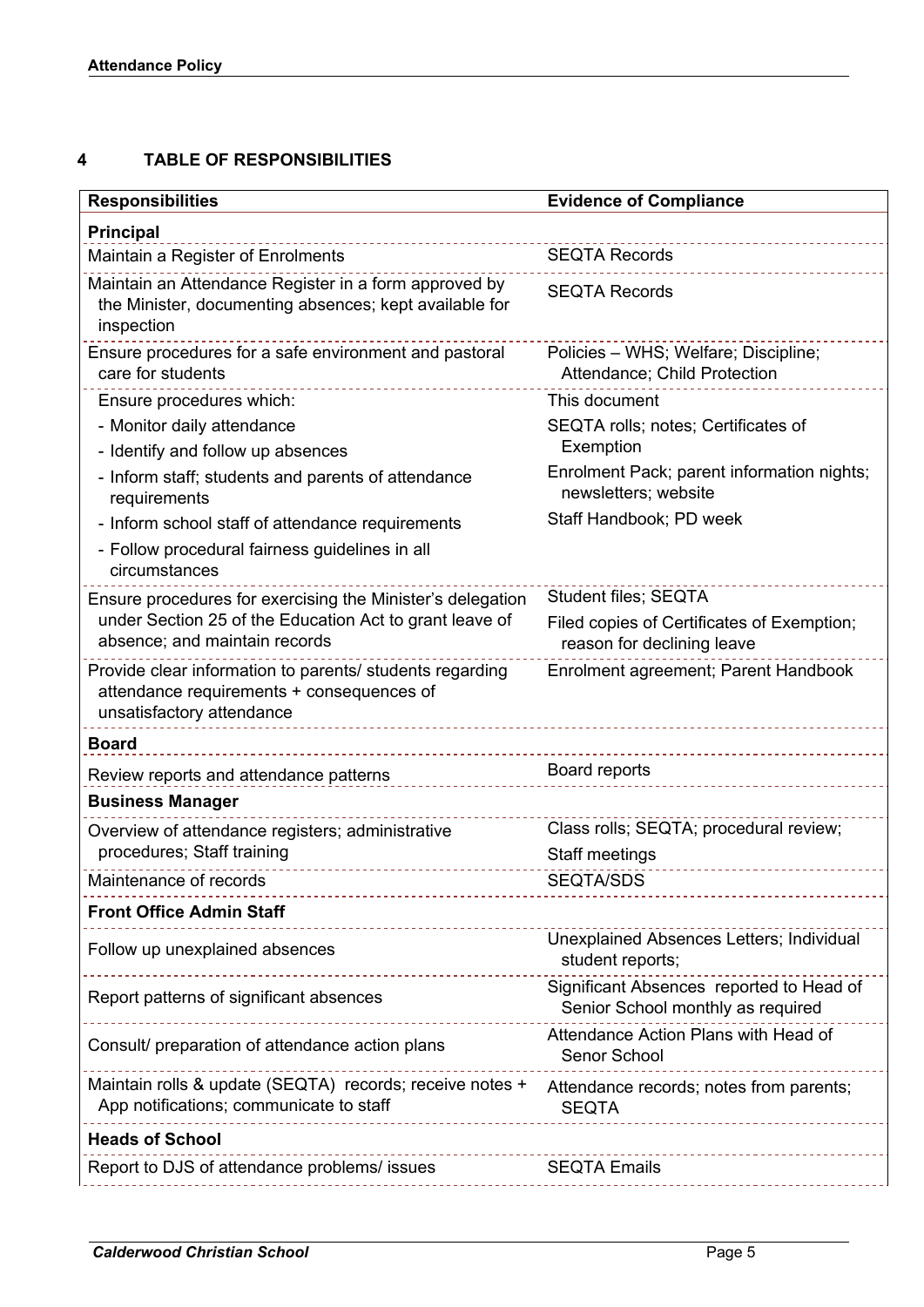## 4 TABLE OF RESPONSIBILITIES

| Responsibilities | Evidence of Compliance |
|---|---|
| **Principal** | |
| Maintain a Register of Enrolments | SEQTA Records |
| Maintain an Attendance Register in a form approved by the Minister, documenting absences; kept available for inspection | SEQTA Records |
| Ensure procedures for a safe environment and pastoral care for students | Policies – WHS; Welfare; Discipline; Attendance; Child Protection |
| Ensure procedures which:<br>- Monitor daily attendance<br>- Identify and follow up absences<br>- Inform staff; students and parents of attendance requirements<br>- Inform school staff of attendance requirements<br>- Follow procedural fairness guidelines in all circumstances | This document<br>SEQTA rolls; notes; Certificates of Exemption<br>Enrolment Pack; parent information nights; newsletters; website<br>Staff Handbook; PD week |
| Ensure procedures for exercising the Minister's delegation under Section 25 of the Education Act to grant leave of absence; and maintain records | Student files; SEQTA<br>Filed copies of Certificates of Exemption; reason for declining leave |
| Provide clear information to parents/ students regarding attendance requirements + consequences of unsatisfactory attendance | Enrolment agreement; Parent Handbook |
| **Board** | |
| Review reports and attendance patterns | Board reports |
| **Business Manager** | |
| Overview of attendance registers; administrative procedures; Staff training | Class rolls; SEQTA; procedural review;<br>Staff meetings |
| Maintenance of records | SEQTA/SDS |
| **Front Office Admin Staff** | |
| Follow up unexplained absences | Unexplained Absences Letters; Individual student reports; |
| Report patterns of significant absences | Significant Absences reported to Head of Senior School monthly as required |
| Consult/ preparation of attendance action plans | Attendance Action Plans with Head of Senor School |
| Maintain rolls & update (SEQTA) records; receive notes + App notifications; communicate to staff | Attendance records; notes from parents; SEQTA |
| **Heads of School** | |
| Report to DJS of attendance problems/ issues | SEQTA Emails |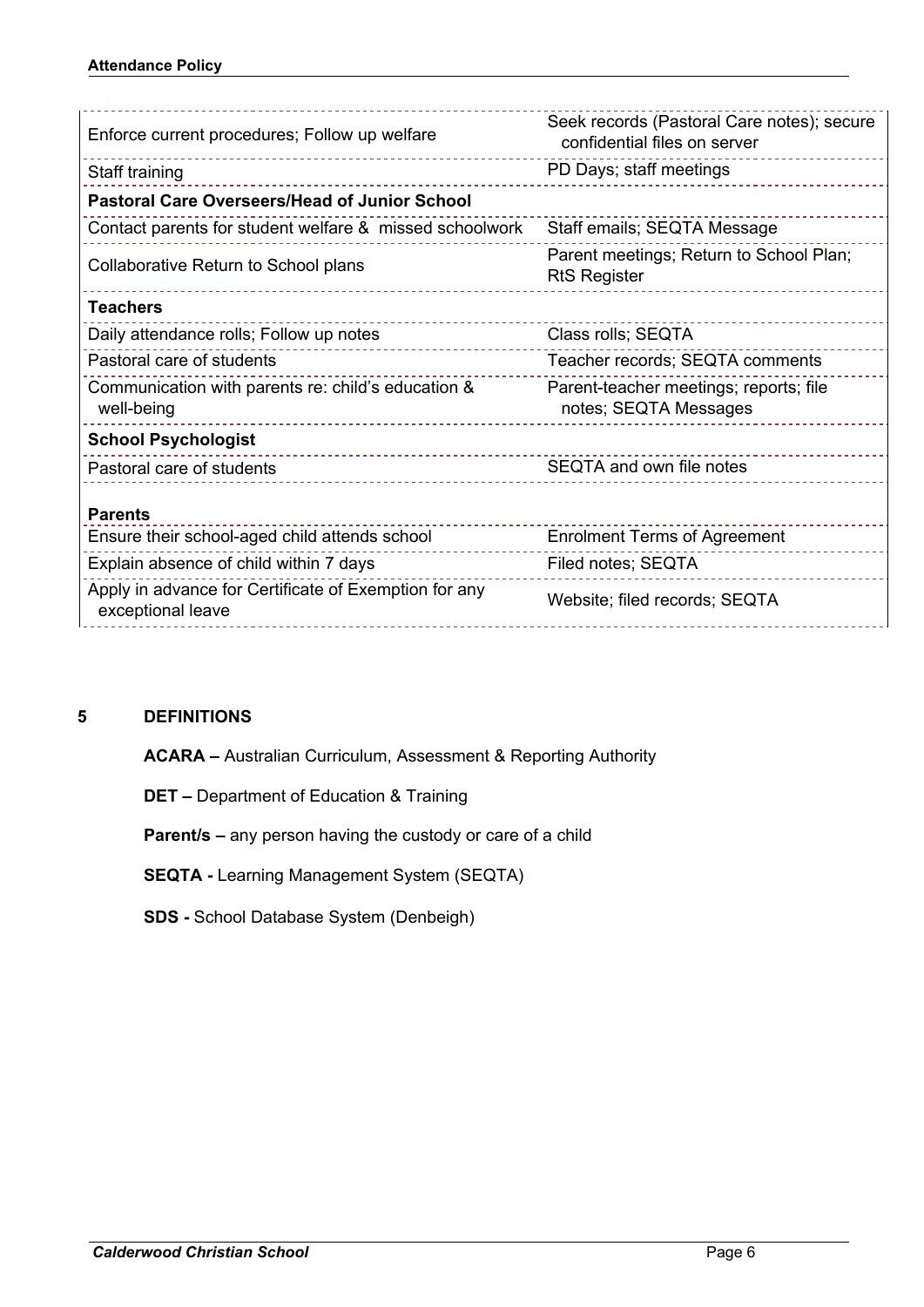| | |
|---|---|
| Enforce current procedures; Follow up welfare | Seek records (Pastoral Care notes); secure confidential files on server |
| Staff training | PD Days; staff meetings |
| **Pastoral Care Overseers/Head of Junior School** | |
| Contact parents for student welfare & missed schoolwork | Staff emails; SEQTA Message |
| Collaborative Return to School plans | Parent meetings; Return to School Plan; RtS Register |
| **Teachers** | |
| Daily attendance rolls; Follow up notes | Class rolls; SEQTA |
| Pastoral care of students | Teacher records; SEQTA comments |
| Communication with parents re: child's education & well-being | Parent-teacher meetings; reports; file notes; SEQTA Messages |
| **School Psychologist** | |
| Pastoral care of students | SEQTA and own file notes |
| **Parents** | |
| Ensure their school-aged child attends school | Enrolment Terms of Agreement |
| Explain absence of child within 7 days | Filed notes; SEQTA |
| Apply in advance for Certificate of Exemption for any exceptional leave | Website; filed records; SEQTA |

## 5 DEFINITIONS

**ACARA –** Australian Curriculum, Assessment & Reporting Authority

**DET –** Department of Education & Training

**Parent/s –** any person having the custody or care of a child

**SEQTA -** Learning Management System (SEQTA)

**SDS -** School Database System (Denbeigh)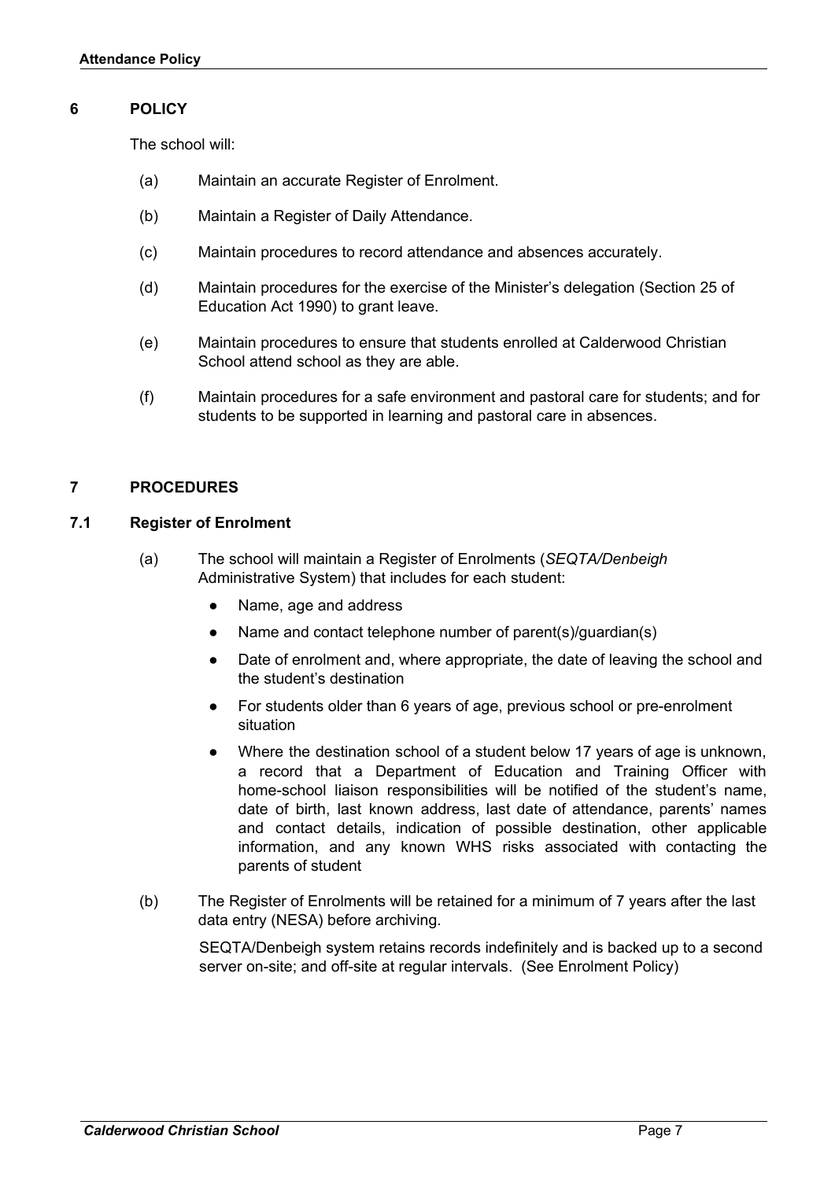## 6 POLICY

The school will:

(a) Maintain an accurate Register of Enrolment.

(b) Maintain a Register of Daily Attendance.

(c) Maintain procedures to record attendance and absences accurately.

(d) Maintain procedures for the exercise of the Minister's delegation (Section 25 of Education Act 1990) to grant leave.

(e) Maintain procedures to ensure that students enrolled at Calderwood Christian School attend school as they are able.

(f) Maintain procedures for a safe environment and pastoral care for students; and for students to be supported in learning and pastoral care in absences.

## 7 PROCEDURES

### 7.1 Register of Enrolment

(a) The school will maintain a Register of Enrolments (*SEQTA/Denbeigh* Administrative System) that includes for each student:

- Name, age and address
- Name and contact telephone number of parent(s)/guardian(s)
- Date of enrolment and, where appropriate, the date of leaving the school and the student's destination
- For students older than 6 years of age, previous school or pre-enrolment situation
- Where the destination school of a student below 17 years of age is unknown, a record that a Department of Education and Training Officer with home-school liaison responsibilities will be notified of the student's name, date of birth, last known address, last date of attendance, parents' names and contact details, indication of possible destination, other applicable information, and any known WHS risks associated with contacting the parents of student

(b) The Register of Enrolments will be retained for a minimum of 7 years after the last data entry (NESA) before archiving.

SEQTA/Denbeigh system retains records indefinitely and is backed up to a second server on-site; and off-site at regular intervals. (See Enrolment Policy)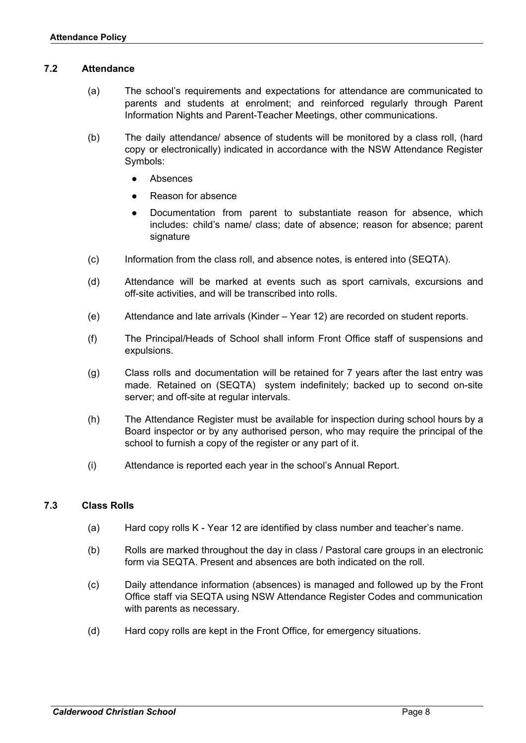### 7.2 Attendance

(a) The school's requirements and expectations for attendance are communicated to parents and students at enrolment; and reinforced regularly through Parent Information Nights and Parent-Teacher Meetings, other communications.

(b) The daily attendance/ absence of students will be monitored by a class roll, (hard copy or electronically) indicated in accordance with the NSW Attendance Register Symbols:

- Absences
- Reason for absence
- Documentation from parent to substantiate reason for absence, which includes: child's name/ class; date of absence; reason for absence; parent signature

(c) Information from the class roll, and absence notes, is entered into (SEQTA).

(d) Attendance will be marked at events such as sport carnivals, excursions and off-site activities, and will be transcribed into rolls.

(e) Attendance and late arrivals (Kinder – Year 12) are recorded on student reports.

(f) The Principal/Heads of School shall inform Front Office staff of suspensions and expulsions.

(g) Class rolls and documentation will be retained for 7 years after the last entry was made. Retained on (SEQTA) system indefinitely; backed up to second on-site server; and off-site at regular intervals.

(h) The Attendance Register must be available for inspection during school hours by a Board inspector or by any authorised person, who may require the principal of the school to furnish a copy of the register or any part of it.

(i) Attendance is reported each year in the school's Annual Report.

### 7.3 Class Rolls

(a) Hard copy rolls K - Year 12 are identified by class number and teacher's name.

(b) Rolls are marked throughout the day in class / Pastoral care groups in an electronic form via SEQTA. Present and absences are both indicated on the roll.

(c) Daily attendance information (absences) is managed and followed up by the Front Office staff via SEQTA using NSW Attendance Register Codes and communication with parents as necessary.

(d) Hard copy rolls are kept in the Front Office, for emergency situations.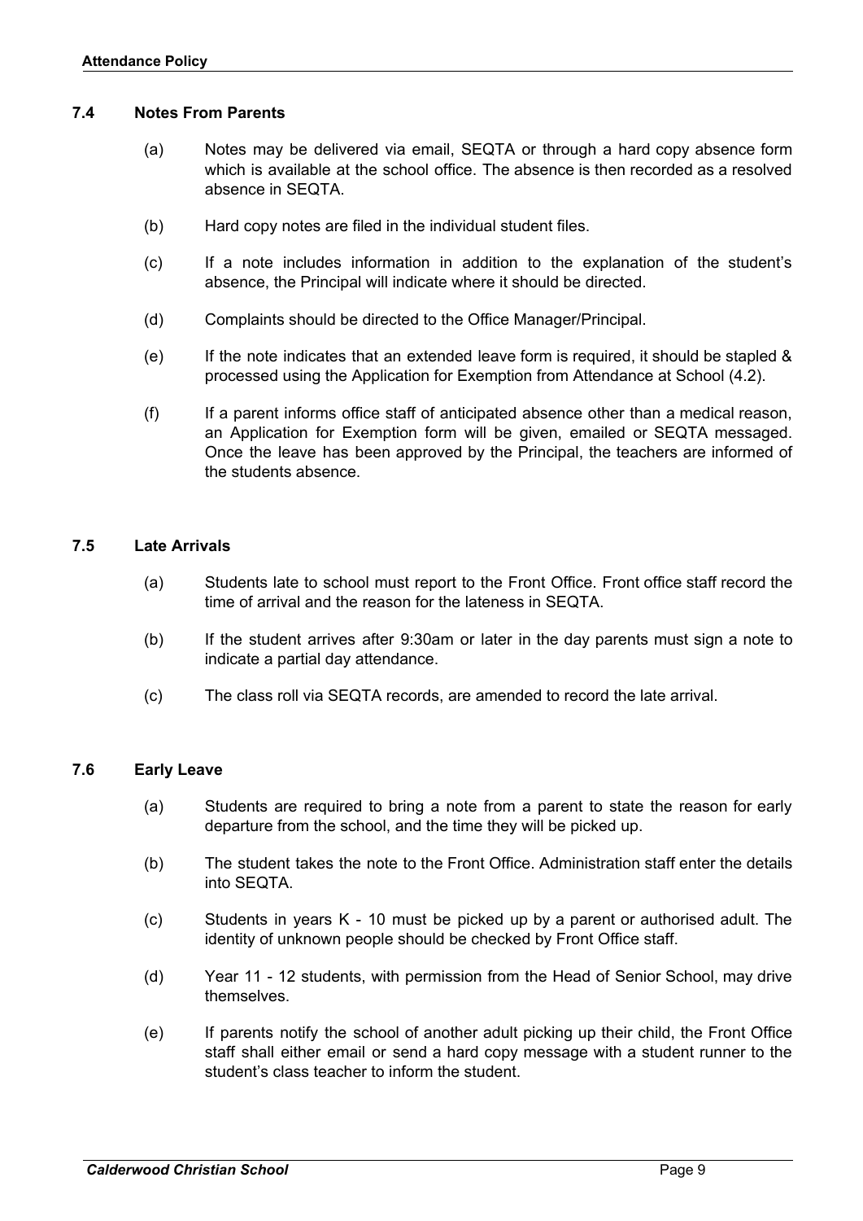### 7.4 Notes From Parents

(a) Notes may be delivered via email, SEQTA or through a hard copy absence form which is available at the school office. The absence is then recorded as a resolved absence in SEQTA.

(b) Hard copy notes are filed in the individual student files.

(c) If a note includes information in addition to the explanation of the student's absence, the Principal will indicate where it should be directed.

(d) Complaints should be directed to the Office Manager/Principal.

(e) If the note indicates that an extended leave form is required, it should be stapled & processed using the Application for Exemption from Attendance at School (4.2).

(f) If a parent informs office staff of anticipated absence other than a medical reason, an Application for Exemption form will be given, emailed or SEQTA messaged. Once the leave has been approved by the Principal, the teachers are informed of the students absence.

### 7.5 Late Arrivals

(a) Students late to school must report to the Front Office. Front office staff record the time of arrival and the reason for the lateness in SEQTA.

(b) If the student arrives after 9:30am or later in the day parents must sign a note to indicate a partial day attendance.

(c) The class roll via SEQTA records, are amended to record the late arrival.

### 7.6 Early Leave

(a) Students are required to bring a note from a parent to state the reason for early departure from the school, and the time they will be picked up.

(b) The student takes the note to the Front Office. Administration staff enter the details into SEQTA.

(c) Students in years K - 10 must be picked up by a parent or authorised adult. The identity of unknown people should be checked by Front Office staff.

(d) Year 11 - 12 students, with permission from the Head of Senior School, may drive themselves.

(e) If parents notify the school of another adult picking up their child, the Front Office staff shall either email or send a hard copy message with a student runner to the student's class teacher to inform the student.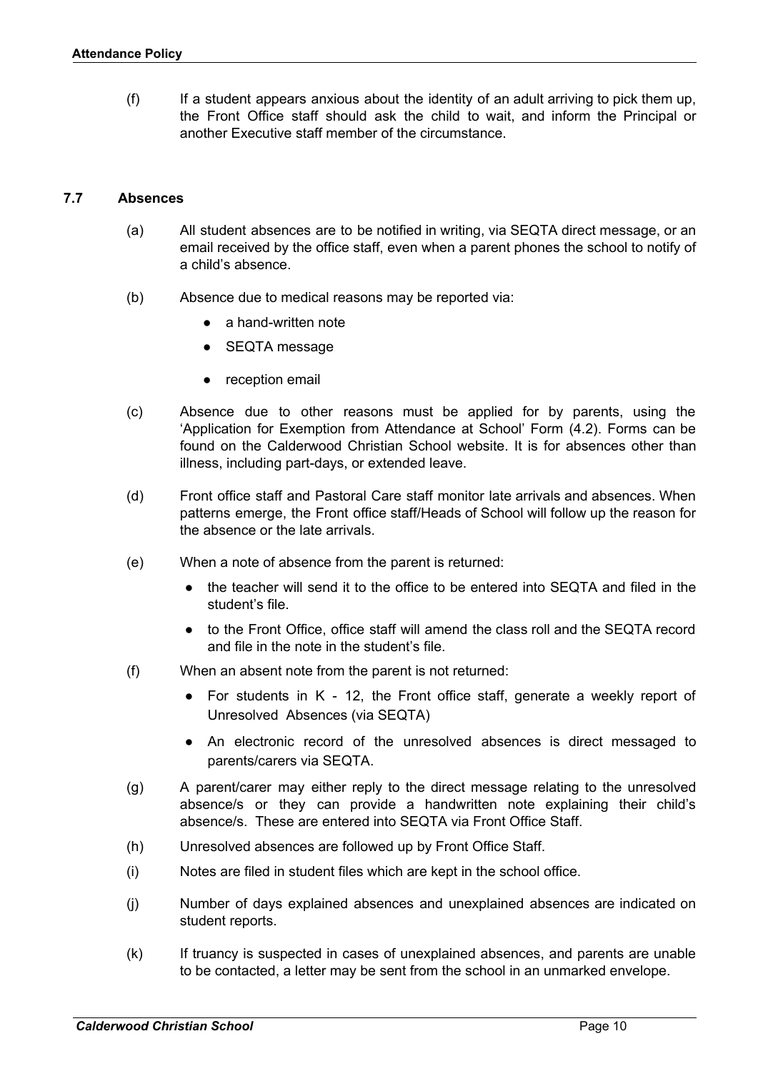(f) If a student appears anxious about the identity of an adult arriving to pick them up, the Front Office staff should ask the child to wait, and inform the Principal or another Executive staff member of the circumstance.

### 7.7 Absences

(a) All student absences are to be notified in writing, via SEQTA direct message, or an email received by the office staff, even when a parent phones the school to notify of a child's absence.

(b) Absence due to medical reasons may be reported via:

- a hand-written note
- SEQTA message
- reception email

(c) Absence due to other reasons must be applied for by parents, using the 'Application for Exemption from Attendance at School' Form (4.2). Forms can be found on the Calderwood Christian School website. It is for absences other than illness, including part-days, or extended leave.

(d) Front office staff and Pastoral Care staff monitor late arrivals and absences. When patterns emerge, the Front office staff/Heads of School will follow up the reason for the absence or the late arrivals.

(e) When a note of absence from the parent is returned:

- the teacher will send it to the office to be entered into SEQTA and filed in the student's file.
- to the Front Office, office staff will amend the class roll and the SEQTA record and file in the note in the student's file.

(f) When an absent note from the parent is not returned:

- For students in K - 12, the Front office staff, generate a weekly report of Unresolved Absences (via SEQTA)
- An electronic record of the unresolved absences is direct messaged to parents/carers via SEQTA.

(g) A parent/carer may either reply to the direct message relating to the unresolved absence/s or they can provide a handwritten note explaining their child's absence/s. These are entered into SEQTA via Front Office Staff.

(h) Unresolved absences are followed up by Front Office Staff.

(i) Notes are filed in student files which are kept in the school office.

(j) Number of days explained absences and unexplained absences are indicated on student reports.

(k) If truancy is suspected in cases of unexplained absences, and parents are unable to be contacted, a letter may be sent from the school in an unmarked envelope.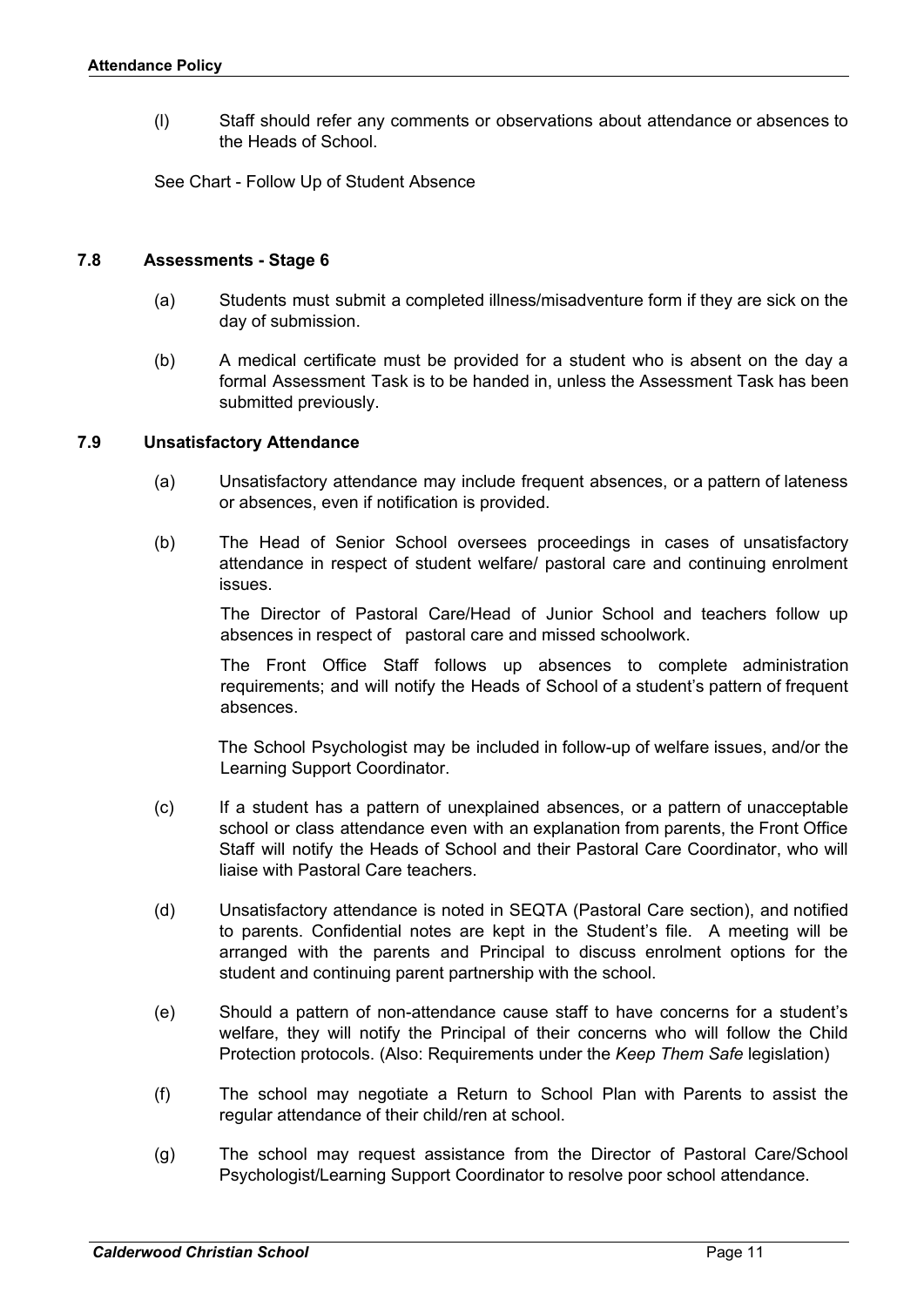(l) Staff should refer any comments or observations about attendance or absences to the Heads of School.

See Chart - Follow Up of Student Absence

### 7.8 Assessments - Stage 6

(a) Students must submit a completed illness/misadventure form if they are sick on the day of submission.

(b) A medical certificate must be provided for a student who is absent on the day a formal Assessment Task is to be handed in, unless the Assessment Task has been submitted previously.

### 7.9 Unsatisfactory Attendance

(a) Unsatisfactory attendance may include frequent absences, or a pattern of lateness or absences, even if notification is provided.

(b) The Head of Senior School oversees proceedings in cases of unsatisfactory attendance in respect of student welfare/ pastoral care and continuing enrolment issues.

The Director of Pastoral Care/Head of Junior School and teachers follow up absences in respect of pastoral care and missed schoolwork.

The Front Office Staff follows up absences to complete administration requirements; and will notify the Heads of School of a student's pattern of frequent absences.

The School Psychologist may be included in follow-up of welfare issues, and/or the Learning Support Coordinator.

(c) If a student has a pattern of unexplained absences, or a pattern of unacceptable school or class attendance even with an explanation from parents, the Front Office Staff will notify the Heads of School and their Pastoral Care Coordinator, who will liaise with Pastoral Care teachers.

(d) Unsatisfactory attendance is noted in SEQTA (Pastoral Care section), and notified to parents. Confidential notes are kept in the Student's file. A meeting will be arranged with the parents and Principal to discuss enrolment options for the student and continuing parent partnership with the school.

(e) Should a pattern of non-attendance cause staff to have concerns for a student's welfare, they will notify the Principal of their concerns who will follow the Child Protection protocols. (Also: Requirements under the *Keep Them Safe* legislation)

(f) The school may negotiate a Return to School Plan with Parents to assist the regular attendance of their child/ren at school.

(g) The school may request assistance from the Director of Pastoral Care/School Psychologist/Learning Support Coordinator to resolve poor school attendance.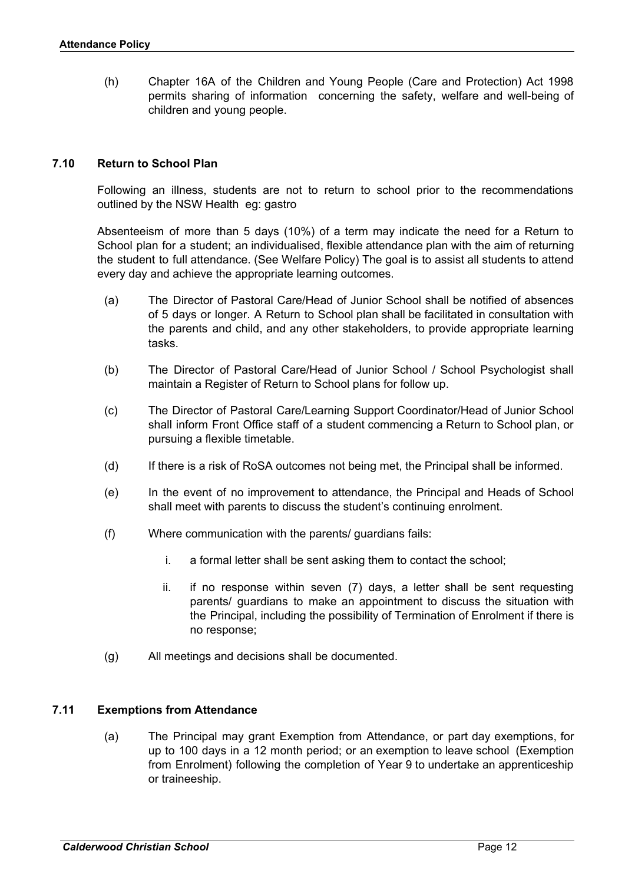(h) Chapter 16A of the Children and Young People (Care and Protection) Act 1998 permits sharing of information concerning the safety, welfare and well-being of children and young people.

### 7.10 Return to School Plan

Following an illness, students are not to return to school prior to the recommendations outlined by the NSW Health eg: gastro

Absenteeism of more than 5 days (10%) of a term may indicate the need for a Return to School plan for a student; an individualised, flexible attendance plan with the aim of returning the student to full attendance. (See Welfare Policy) The goal is to assist all students to attend every day and achieve the appropriate learning outcomes.

(a) The Director of Pastoral Care/Head of Junior School shall be notified of absences of 5 days or longer. A Return to School plan shall be facilitated in consultation with the parents and child, and any other stakeholders, to provide appropriate learning tasks.

(b) The Director of Pastoral Care/Head of Junior School / School Psychologist shall maintain a Register of Return to School plans for follow up.

(c) The Director of Pastoral Care/Learning Support Coordinator/Head of Junior School shall inform Front Office staff of a student commencing a Return to School plan, or pursuing a flexible timetable.

(d) If there is a risk of RoSA outcomes not being met, the Principal shall be informed.

(e) In the event of no improvement to attendance, the Principal and Heads of School shall meet with parents to discuss the student's continuing enrolment.

(f) Where communication with the parents/ guardians fails:

   i. a formal letter shall be sent asking them to contact the school;

   ii. if no response within seven (7) days, a letter shall be sent requesting parents/ guardians to make an appointment to discuss the situation with the Principal, including the possibility of Termination of Enrolment if there is no response;

(g) All meetings and decisions shall be documented.

### 7.11 Exemptions from Attendance

(a) The Principal may grant Exemption from Attendance, or part day exemptions, for up to 100 days in a 12 month period; or an exemption to leave school (Exemption from Enrolment) following the completion of Year 9 to undertake an apprenticeship or traineeship.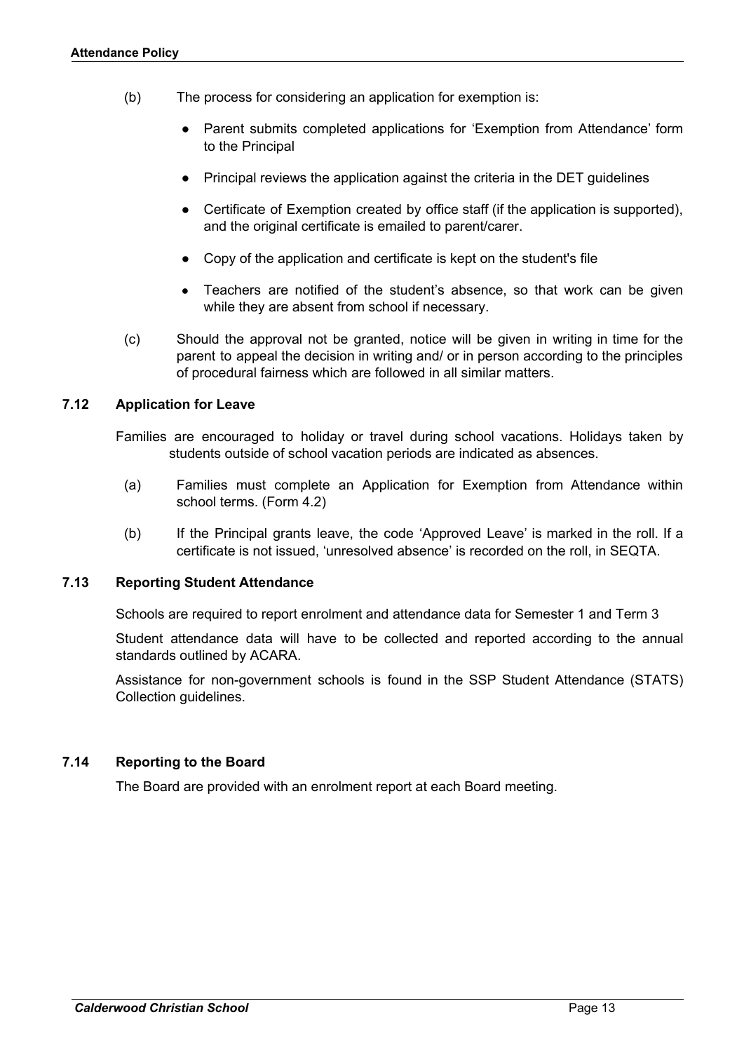(b) The process for considering an application for exemption is:

- Parent submits completed applications for 'Exemption from Attendance' form to the Principal
- Principal reviews the application against the criteria in the DET guidelines
- Certificate of Exemption created by office staff (if the application is supported), and the original certificate is emailed to parent/carer.
- Copy of the application and certificate is kept on the student's file
- Teachers are notified of the student's absence, so that work can be given while they are absent from school if necessary.

(c) Should the approval not be granted, notice will be given in writing in time for the parent to appeal the decision in writing and/ or in person according to the principles of procedural fairness which are followed in all similar matters.

### 7.12 Application for Leave

Families are encouraged to holiday or travel during school vacations. Holidays taken by students outside of school vacation periods are indicated as absences.

(a) Families must complete an Application for Exemption from Attendance within school terms. (Form 4.2)

(b) If the Principal grants leave, the code 'Approved Leave' is marked in the roll. If a certificate is not issued, 'unresolved absence' is recorded on the roll, in SEQTA.

### 7.13 Reporting Student Attendance

Schools are required to report enrolment and attendance data for Semester 1 and Term 3

Student attendance data will have to be collected and reported according to the annual standards outlined by ACARA.

Assistance for non-government schools is found in the SSP Student Attendance (STATS) Collection guidelines.

### 7.14 Reporting to the Board

The Board are provided with an enrolment report at each Board meeting.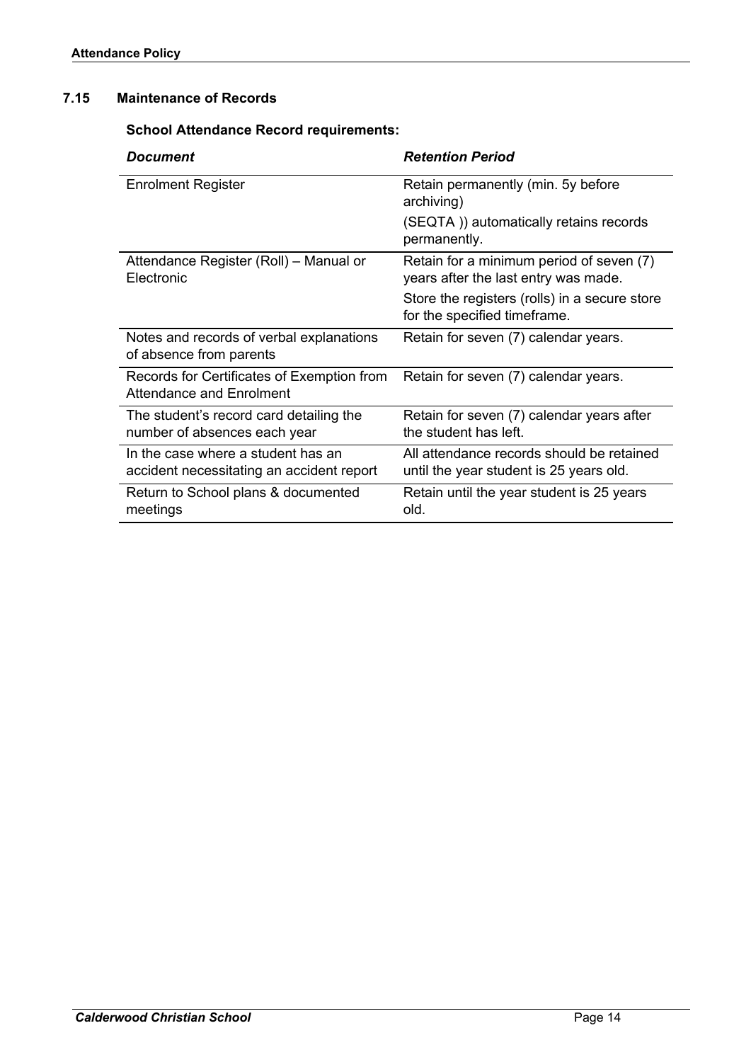## 7.15 Maintenance of Records

**School Attendance Record requirements:**

| ***Document*** | ***Retention Period*** |
|---|---|
| Enrolment Register | Retain permanently (min. 5y before archiving)<br>(SEQTA )) automatically retains records permanently. |
| Attendance Register (Roll) – Manual or Electronic | Retain for a minimum period of seven (7) years after the last entry was made.<br>Store the registers (rolls) in a secure store for the specified timeframe. |
| Notes and records of verbal explanations of absence from parents | Retain for seven (7) calendar years. |
| Records for Certificates of Exemption from Attendance and Enrolment | Retain for seven (7) calendar years. |
| The student's record card detailing the number of absences each year | Retain for seven (7) calendar years after the student has left. |
| In the case where a student has an accident necessitating an accident report | All attendance records should be retained until the year student is 25 years old. |
| Return to School plans & documented meetings | Retain until the year student is 25 years old. |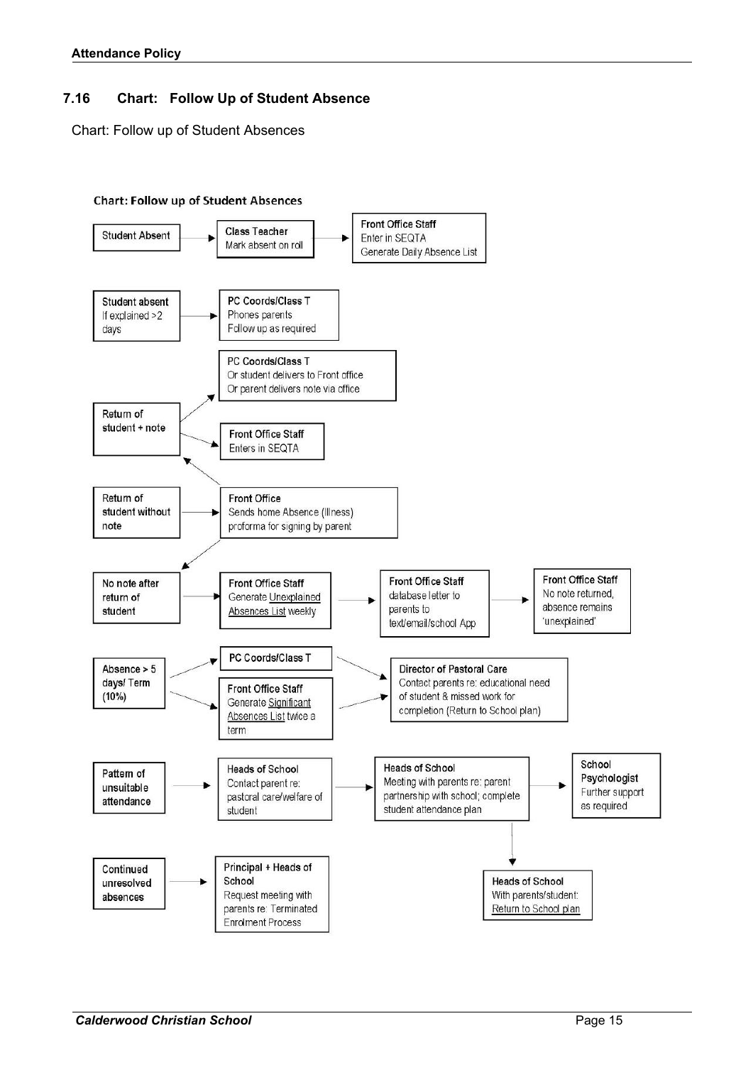### 7.16 Chart: Follow Up of Student Absence

Chart: Follow up of Student Absences

**Chart: Follow up of Student Absences**

- **Student Absent** → **Class Teacher**: Mark absent on roll → **Front Office Staff**: Enter in SEQTA; Generate Daily Absence List
- **Student absent** If explained >2 days → **PC Coords/Class T**: Phones parents; Follow up as required
- **Return of student + note** →
  - **PC Coords/Class T**: Or student delivers to Front office; Or parent delivers note via office
  - **Front Office Staff**: Enters in SEQTA
- **Return of student without note** → **Front Office**: Sends home Absence (Illness) proforma for signing by parent → (Return of student + note / No note after return of student)
- **No note after return of student** → **Front Office Staff**: Generate Unexplained Absences List weekly → **Front Office Staff**: database letter to parents to text/email/school App → **Front Office Staff**: No note returned, absence remains 'unexplained'
- **Absence > 5 days/ Term (10%)** →
  - **PC Coords/Class T**
  - **Front Office Staff**: Generate Significant Absences List twice a term
  - → **Director of Pastoral Care**: Contact parents re: educational need of student & missed work for completion (Return to School plan)
- **Pattern of unsuitable attendance** → **Heads of School**: Contact parent re: pastoral care/welfare of student → **Heads of School**: Meeting with parents re: parent partnership with school; complete student attendance plan →
  - **School Psychologist**: Further support as required
  - **Heads of School**: With parents/student: Return to School plan
- **Continued unresolved absences** → **Principal + Heads of School**: Request meeting with parents re: Terminated Enrolment Process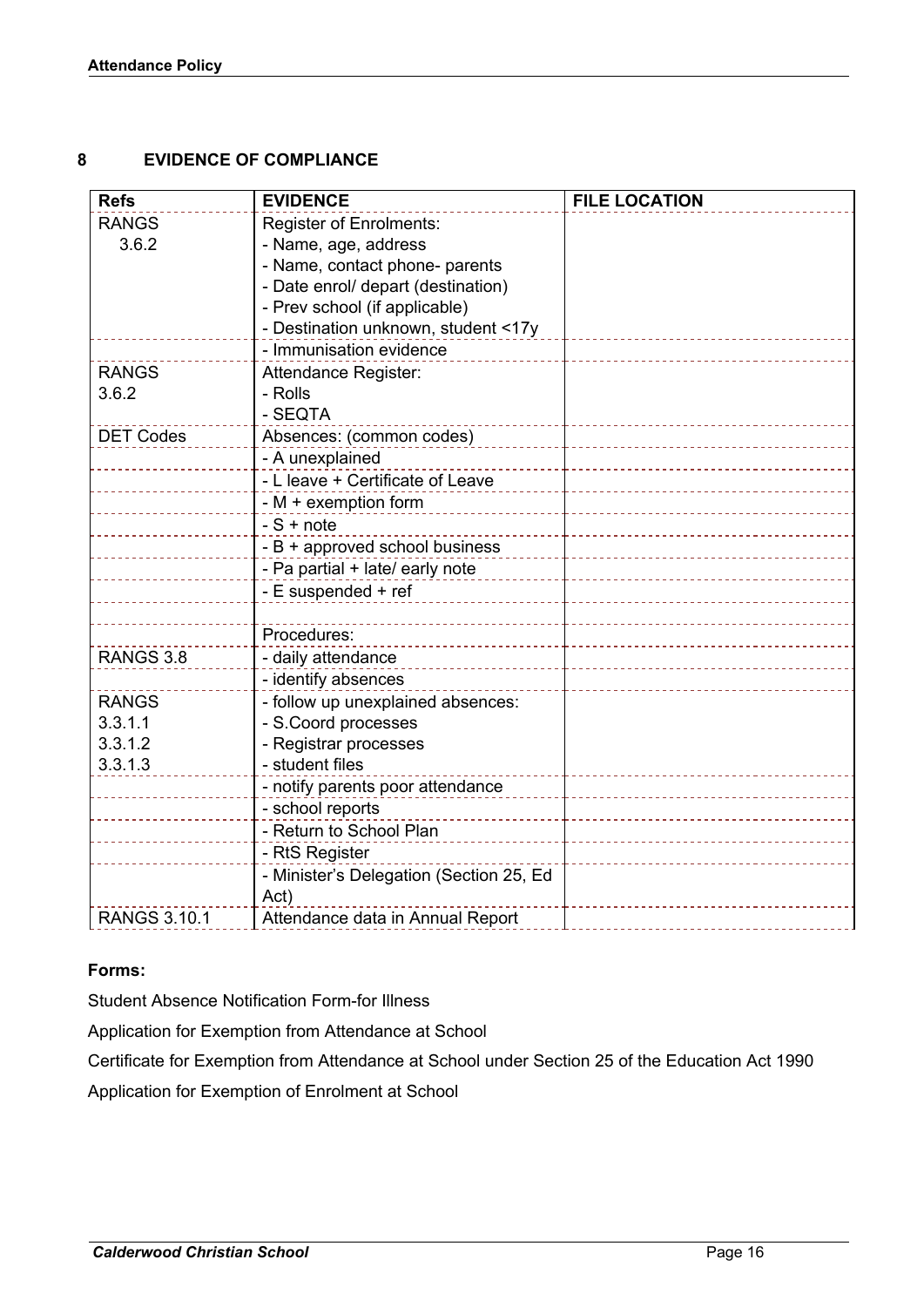## 8 EVIDENCE OF COMPLIANCE

| Refs | EVIDENCE | FILE LOCATION |
|---|---|---|
| RANGS 3.6.2 | Register of Enrolments:<br>- Name, age, address<br>- Name, contact phone- parents<br>- Date enrol/ depart (destination)<br>- Prev school (if applicable)<br>- Destination unknown, student <17y | |
| | - Immunisation evidence | |
| RANGS 3.6.2 | Attendance Register:<br>- Rolls<br>- SEQTA | |
| DET Codes | Absences: (common codes) | |
| | - A unexplained | |
| | - L leave + Certificate of Leave | |
| | - M + exemption form | |
| | - S + note | |
| | - B + approved school business | |
| | - Pa partial + late/ early note | |
| | - E suspended + ref | |
| | | |
| | Procedures: | |
| RANGS 3.8 | - daily attendance | |
| | - identify absences | |
| RANGS 3.3.1.1 3.3.1.2 3.3.1.3 | - follow up unexplained absences:<br>- S.Coord processes<br>- Registrar processes<br>- student files | |
| | - notify parents poor attendance | |
| | - school reports | |
| | - Return to School Plan | |
| | - RtS Register | |
| | - Minister's Delegation (Section 25, Ed Act) | |
| RANGS 3.10.1 | Attendance data in Annual Report | |

**Forms:**

Student Absence Notification Form-for Illness

Application for Exemption from Attendance at School

Certificate for Exemption from Attendance at School under Section 25 of the Education Act 1990

Application for Exemption of Enrolment at School